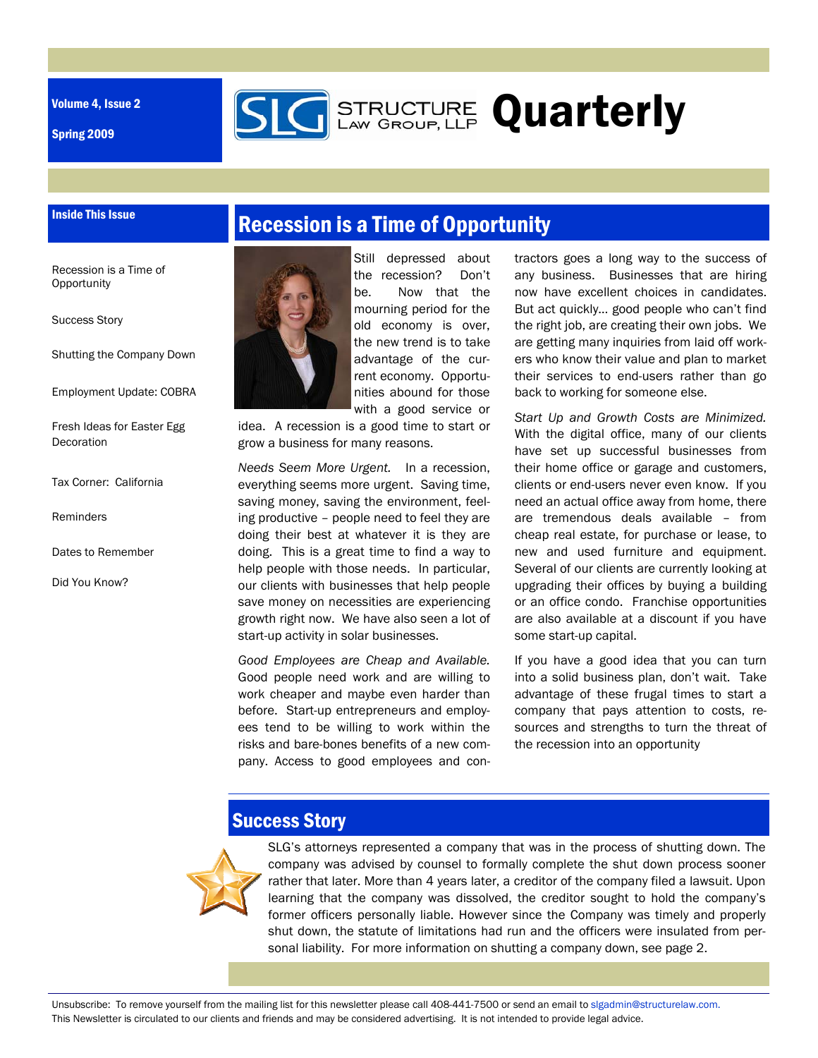Volume 4, Issue 2

Spring 2009

# STRUCTURE LAW GROUP, LLP Quarterly

**Inside This Issue**

- Recession is a Time of Opportunity
- Success Story
- Shutting the Company Down
- Employment Update: COBRA
- Fresh Ideas for Easter Egg Decoration
- Tax Corner: California
- Reminders
- Dates to Remember
- Did You Know?

## Recession is a Time of Opportunity

Still depressed about the recession? Don't be. Now that the mourning period for the old economy is over, the new trend is to take advantage of the current economy. Opportunities abound for those with a good service or idea. A recession is a good time to start or grow a business for many reasons.

*Needs Seem More Urgent.* In a recession, everything seems more urgent. Saving time, saving money, saving the environment, feeling productive – people need to feel they are doing their best at whatever it is they are doing. This is a great time to find a way to help people with those needs. In particular, our clients with businesses that help people save money on necessities are experiencing growth right now. We have also seen a lot of start-up activity in solar businesses.

*Good Employees are Cheap and Available.* Good people need work and are willing to work cheaper and maybe even harder than before. Start-up entrepreneurs and employees tend to be willing to work within the risks and bare-bones benefits of a new company. Access to good employees and contractors goes a long way to the success of any business. Businesses that are hiring now have excellent choices in candidates. But act quickly... good people who can't find the right job, are creating their own jobs. We are getting many inquiries from laid off workers who know their value and plan to market their services to end-users rather than go back to working for someone else.

*Start Up and Growth Costs are Minimized.* With the digital office, many of our clients have set up successful businesses from their home office or garage and customers, clients or end-users never even know. If you need an actual office away from home, there are tremendous deals available – from cheap real estate, for purchase or lease, to new and used furniture and equipment. Several of our clients are currently looking at upgrading their offices by buying a building or an office condo. Franchise opportunities are also available at a discount if you have some start-up capital.

If you have a good idea that you can turn into a solid business plan, don't wait. Take advantage of these frugal times to start a company that pays attention to costs, resources and strengths to turn the threat of the recession into an opportunity

## Success Story

SLG's attorneys represented a company that was in the process of shutting down. The company was advised by counsel to formally complete the shut down process sooner rather that later. More than 4 years later, a creditor of the company filed a lawsuit. Upon learning that the company was dissolved, the creditor sought to hold the company's former officers personally liable. However since the Company was timely and properly shut down, the statute of limitations had run and the officers were insulated from personal liability. For more information on shutting a company down, see page 2.

Unsubscribe: To remove yourself from the mailing list for this newsletter please call 408-441-7500 or send an email to slgadmin@structurelaw.com.
This Newsletter is circulated to our clients and friends and may be considered advertising. It is not intended to provide legal advice.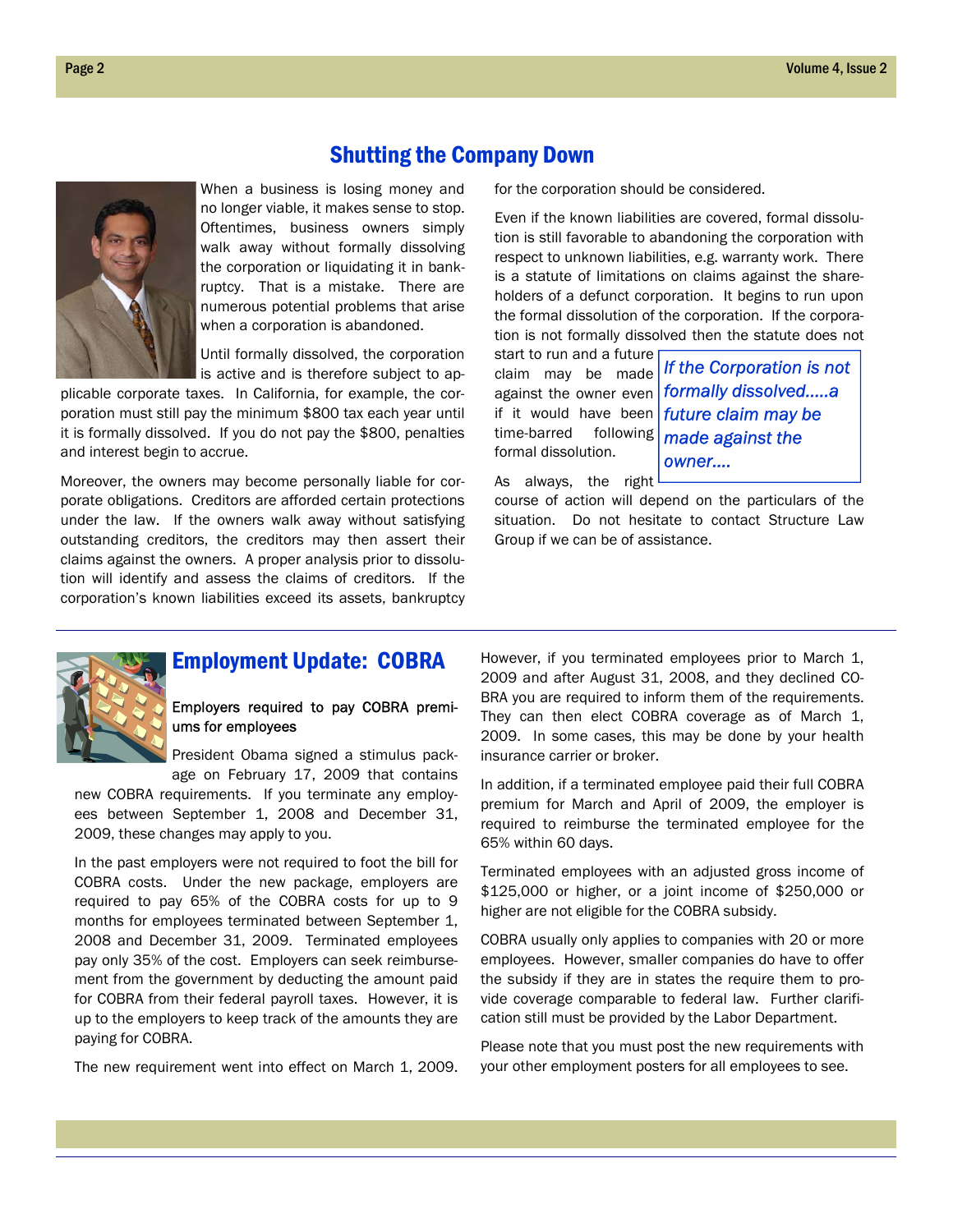## Shutting the Company Down

When a business is losing money and no longer viable, it makes sense to stop. Oftentimes, business owners simply walk away without formally dissolving the corporation or liquidating it in bankruptcy. That is a mistake. There are numerous potential problems that arise when a corporation is abandoned.

Until formally dissolved, the corporation is active and is therefore subject to applicable corporate taxes. In California, for example, the corporation must still pay the minimum $800 tax each year until it is formally dissolved. If you do not pay the $800, penalties and interest begin to accrue.

Moreover, the owners may become personally liable for corporate obligations. Creditors are afforded certain protections under the law. If the owners walk away without satisfying outstanding creditors, the creditors may then assert their claims against the owners. A proper analysis prior to dissolution will identify and assess the claims of creditors. If the corporation's known liabilities exceed its assets, bankruptcy for the corporation should be considered.

Even if the known liabilities are covered, formal dissolution is still favorable to abandoning the corporation with respect to unknown liabilities, e.g. warranty work. There is a statute of limitations on claims against the shareholders of a defunct corporation. It begins to run upon the formal dissolution of the corporation. If the corporation is not formally dissolved then the statute does not start to run and a future claim may be made against the owner even if it would have been time-barred following formal dissolution.

> *If the Corporation is not formally dissolved.....a future claim may be made against the owner....*

As always, the right course of action will depend on the particulars of the situation. Do not hesitate to contact Structure Law Group if we can be of assistance.

## Employment Update: COBRA

### Employers required to pay COBRA premiums for employees

President Obama signed a stimulus package on February 17, 2009 that contains new COBRA requirements. If you terminate any employees between September 1, 2008 and December 31, 2009, these changes may apply to you.

In the past employers were not required to foot the bill for COBRA costs. Under the new package, employers are required to pay 65% of the COBRA costs for up to 9 months for employees terminated between September 1, 2008 and December 31, 2009. Terminated employees pay only 35% of the cost. Employers can seek reimbursement from the government by deducting the amount paid for COBRA from their federal payroll taxes. However, it is up to the employers to keep track of the amounts they are paying for COBRA.

The new requirement went into effect on March 1, 2009. However, if you terminated employees prior to March 1, 2009 and after August 31, 2008, and they declined COBRA you are required to inform them of the requirements. They can then elect COBRA coverage as of March 1, 2009. In some cases, this may be done by your health insurance carrier or broker.

In addition, if a terminated employee paid their full COBRA premium for March and April of 2009, the employer is required to reimburse the terminated employee for the 65% within 60 days.

Terminated employees with an adjusted gross income of $125,000 or higher, or a joint income of $250,000 or higher are not eligible for the COBRA subsidy.

COBRA usually only applies to companies with 20 or more employees. However, smaller companies do have to offer the subsidy if they are in states the require them to provide coverage comparable to federal law. Further clarification still must be provided by the Labor Department.

Please note that you must post the new requirements with your other employment posters for all employees to see.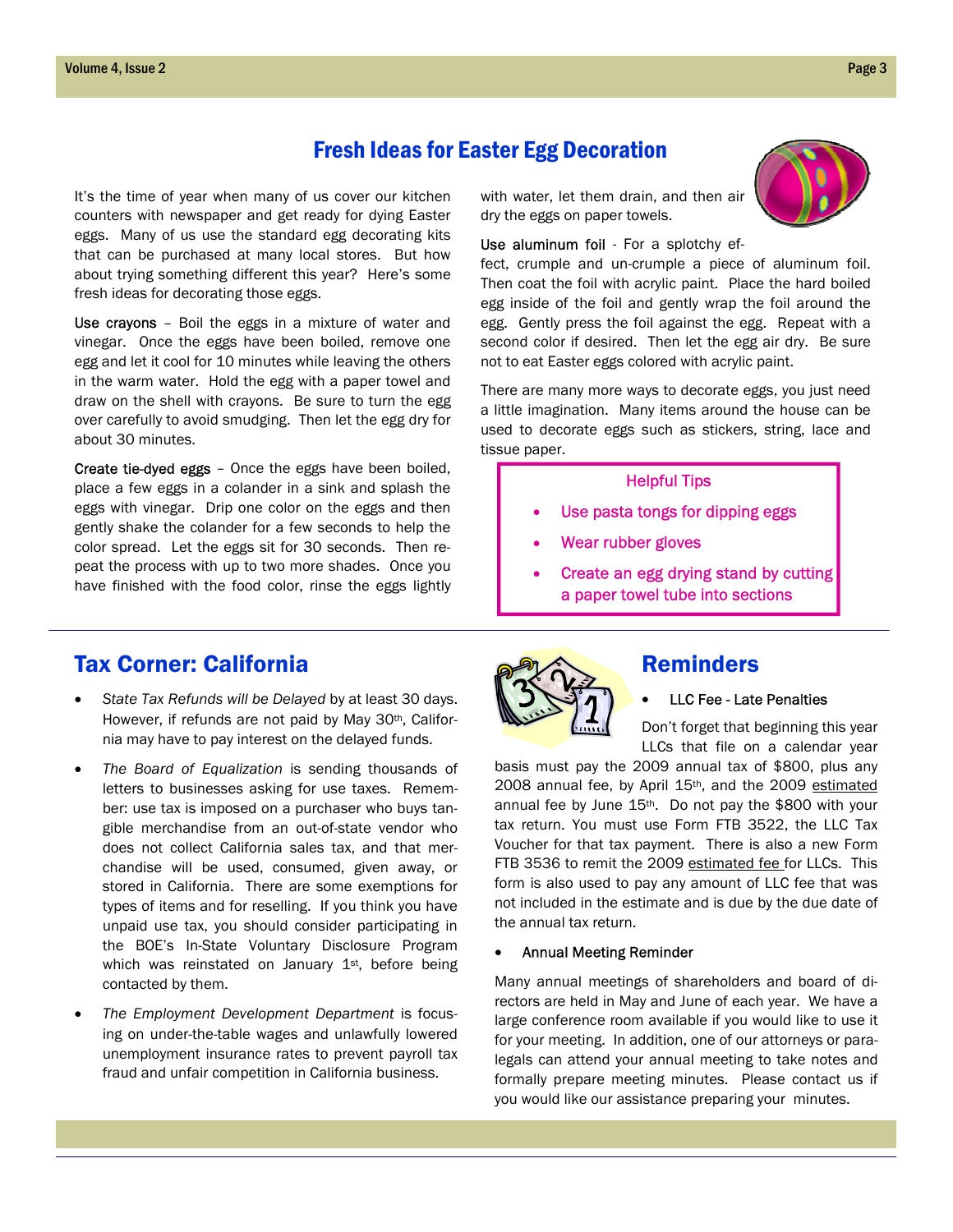## Fresh Ideas for Easter Egg Decoration

It's the time of year when many of us cover our kitchen counters with newspaper and get ready for dying Easter eggs. Many of us use the standard egg decorating kits that can be purchased at many local stores. But how about trying something different this year? Here's some fresh ideas for decorating those eggs.

Use crayons – Boil the eggs in a mixture of water and vinegar. Once the eggs have been boiled, remove one egg and let it cool for 10 minutes while leaving the others in the warm water. Hold the egg with a paper towel and draw on the shell with crayons. Be sure to turn the egg over carefully to avoid smudging. Then let the egg dry for about 30 minutes.

Create tie-dyed eggs – Once the eggs have been boiled, place a few eggs in a colander in a sink and splash the eggs with vinegar. Drip one color on the eggs and then gently shake the colander for a few seconds to help the color spread. Let the eggs sit for 30 seconds. Then repeat the process with up to two more shades. Once you have finished with the food color, rinse the eggs lightly with water, let them drain, and then air dry the eggs on paper towels.

Use aluminum foil - For a splotchy effect, crumple and un-crumple a piece of aluminum foil. Then coat the foil with acrylic paint. Place the hard boiled egg inside of the foil and gently wrap the foil around the egg. Gently press the foil against the egg. Repeat with a second color if desired. Then let the egg air dry. Be sure not to eat Easter eggs colored with acrylic paint.

There are many more ways to decorate eggs, you just need a little imagination. Many items around the house can be used to decorate eggs such as stickers, string, lace and tissue paper.

**Helpful Tips**

- Use pasta tongs for dipping eggs
- Wear rubber gloves
- Create an egg drying stand by cutting a paper towel tube into sections

## Tax Corner: California

- *State Tax Refunds will be Delayed* by at least 30 days. However, if refunds are not paid by May 30th, California may have to pay interest on the delayed funds.
- *The Board of Equalization* is sending thousands of letters to businesses asking for use taxes. Remember: use tax is imposed on a purchaser who buys tangible merchandise from an out-of-state vendor who does not collect California sales tax, and that merchandise will be used, consumed, given away, or stored in California. There are some exemptions for types of items and for reselling. If you think you have unpaid use tax, you should consider participating in the BOE's In-State Voluntary Disclosure Program which was reinstated on January 1st, before being contacted by them.
- *The Employment Development Department* is focusing on under-the-table wages and unlawfully lowered unemployment insurance rates to prevent payroll tax fraud and unfair competition in California business.

## Reminders

- LLC Fee - Late Penalties

Don't forget that beginning this year LLCs that file on a calendar year basis must pay the 2009 annual tax of $800, plus any 2008 annual fee, by April 15th, and the 2009 estimated annual fee by June 15th. Do not pay the $800 with your tax return. You must use Form FTB 3522, the LLC Tax Voucher for that tax payment. There is also a new Form FTB 3536 to remit the 2009 estimated fee for LLCs. This form is also used to pay any amount of LLC fee that was not included in the estimate and is due by the due date of the annual tax return.

- Annual Meeting Reminder

Many annual meetings of shareholders and board of directors are held in May and June of each year. We have a large conference room available if you would like to use it for your meeting. In addition, one of our attorneys or paralegals can attend your annual meeting to take notes and formally prepare meeting minutes. Please contact us if you would like our assistance preparing your minutes.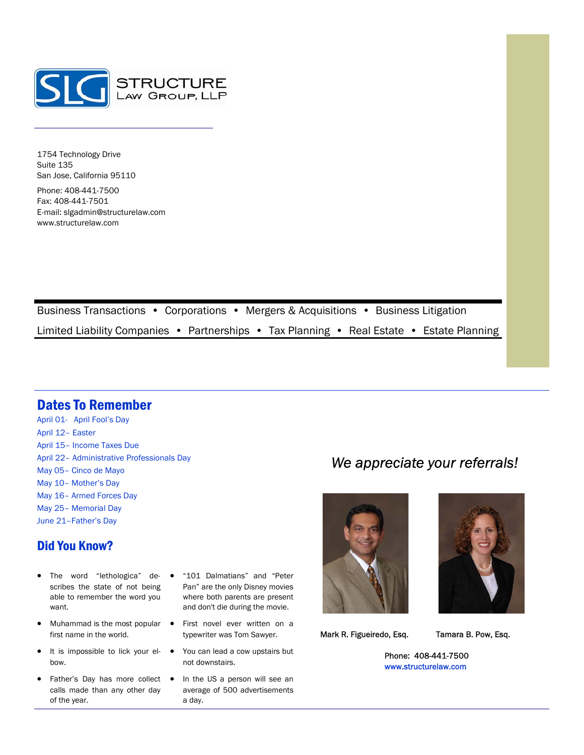STRUCTURE LAW GROUP, LLP

1754 Technology Drive
Suite 135
San Jose, California 95110

Phone: 408-441-7500
Fax: 408-441-7501
E-mail: slgadmin@structurelaw.com
www.structurelaw.com

Business Transactions • Corporations • Mergers & Acquisitions • Business Litigation

Limited Liability Companies • Partnerships • Tax Planning • Real Estate • Estate Planning

## Dates To Remember

April 01- April Fool's Day
April 12– Easter
April 15– Income Taxes Due
April 22– Administrative Professionals Day
May 05– Cinco de Mayo
May 10– Mother's Day
May 16– Armed Forces Day
May 25– Memorial Day
June 21–Father's Day

## Did You Know?

- The word "lethologica" describes the state of not being able to remember the word you want.
- Muhammad is the most popular first name in the world.
- It is impossible to lick your elbow.
- Father's Day has more collect calls made than any other day of the year.
- "101 Dalmatians" and "Peter Pan" are the only Disney movies where both parents are present and don't die during the movie.
- First novel ever written on a typewriter was Tom Sawyer.
- You can lead a cow upstairs but not downstairs.
- In the US a person will see an average of 500 advertisements a day.

*We appreciate your referrals!*

Mark R. Figueiredo, Esq.

Tamara B. Pow, Esq.

Phone: 408-441-7500
www.structurelaw.com